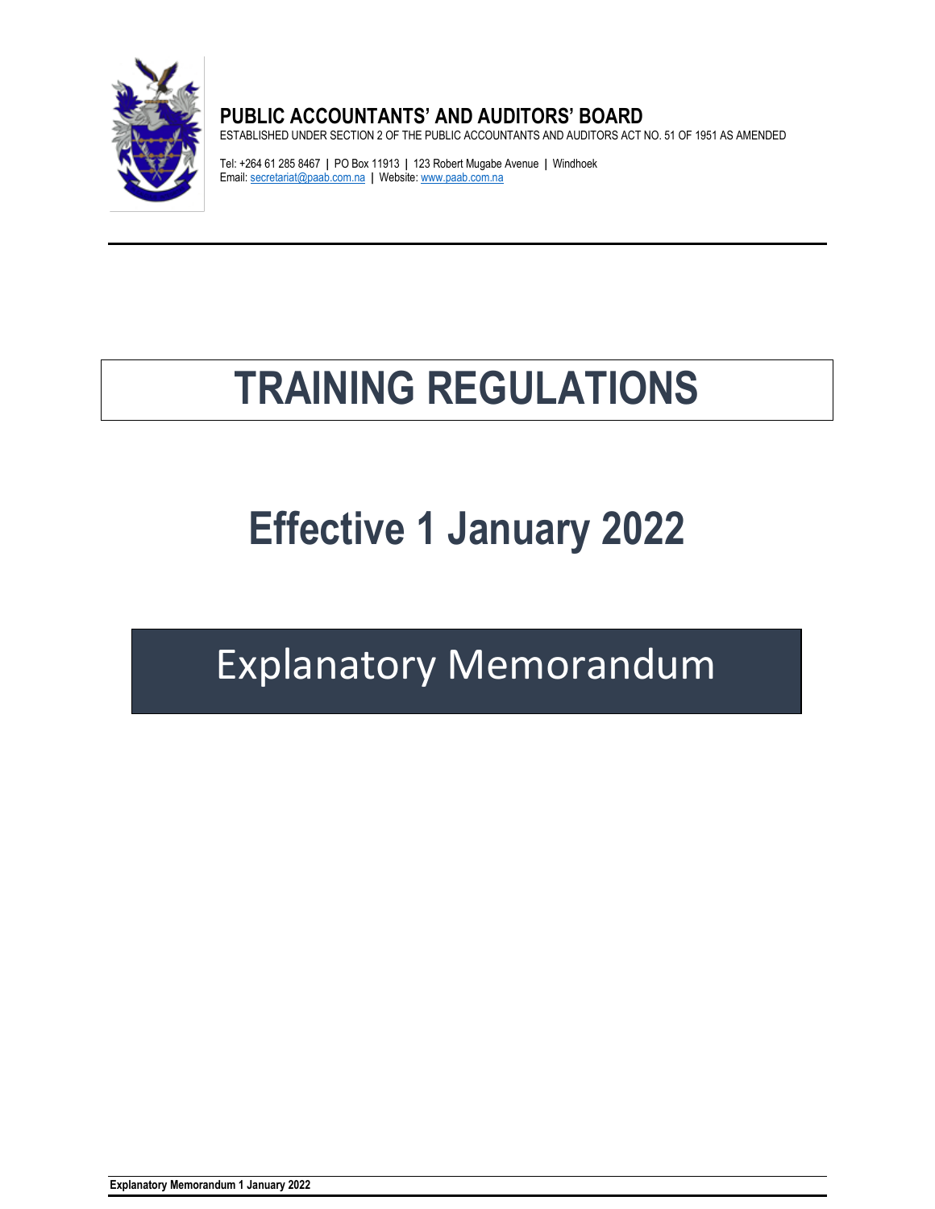**PUBLIC ACCOUNTANTS' AND AUDITORS' BOARD**

ESTABLISHED UNDER SECTION 2 OF THE PUBLIC ACCOUNTANTS AND AUDITORS ACT NO. 51 OF 1951 AS AMENDED

Tel: +264 61 285 8467 | PO Box 11913 | 123 Robert Mugabe Avenue | Windhoek
Email: secretariat@paab.com.na | Website: www.paab.com.na

# TRAINING REGULATIONS

# Effective 1 January 2022

# Explanatory Memorandum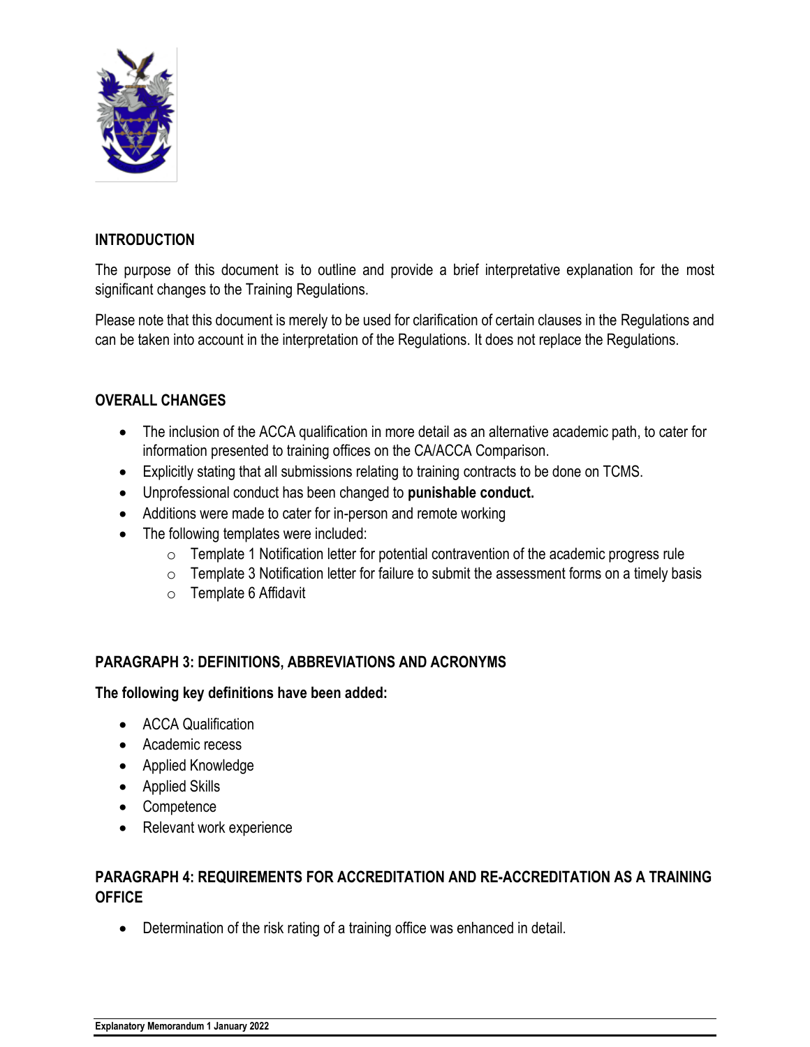## INTRODUCTION

The purpose of this document is to outline and provide a brief interpretative explanation for the most significant changes to the Training Regulations.

Please note that this document is merely to be used for clarification of certain clauses in the Regulations and can be taken into account in the interpretation of the Regulations. It does not replace the Regulations.

## OVERALL CHANGES

- The inclusion of the ACCA qualification in more detail as an alternative academic path, to cater for information presented to training offices on the CA/ACCA Comparison.
- Explicitly stating that all submissions relating to training contracts to be done on TCMS.
- Unprofessional conduct has been changed to **punishable conduct.**
- Additions were made to cater for in-person and remote working
- The following templates were included:
  - Template 1 Notification letter for potential contravention of the academic progress rule
  - Template 3 Notification letter for failure to submit the assessment forms on a timely basis
  - Template 6 Affidavit

## PARAGRAPH 3: DEFINITIONS, ABBREVIATIONS AND ACRONYMS

**The following key definitions have been added:**

- ACCA Qualification
- Academic recess
- Applied Knowledge
- Applied Skills
- Competence
- Relevant work experience

## PARAGRAPH 4: REQUIREMENTS FOR ACCREDITATION AND RE-ACCREDITATION AS A TRAINING OFFICE

- Determination of the risk rating of a training office was enhanced in detail.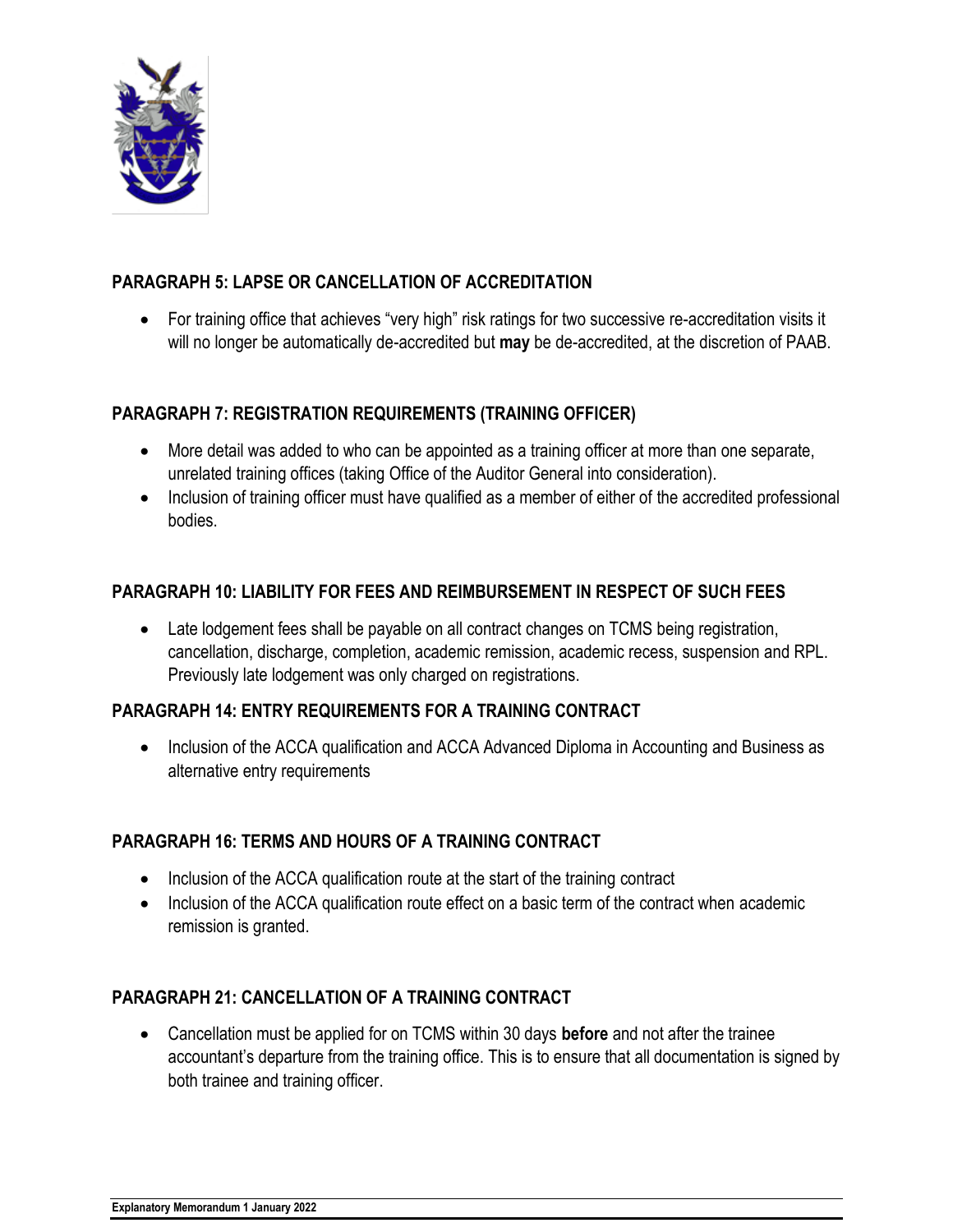## PARAGRAPH 5: LAPSE OR CANCELLATION OF ACCREDITATION

- For training office that achieves "very high" risk ratings for two successive re-accreditation visits it will no longer be automatically de-accredited but **may** be de-accredited, at the discretion of PAAB.

## PARAGRAPH 7: REGISTRATION REQUIREMENTS (TRAINING OFFICER)

- More detail was added to who can be appointed as a training officer at more than one separate, unrelated training offices (taking Office of the Auditor General into consideration).
- Inclusion of training officer must have qualified as a member of either of the accredited professional bodies.

## PARAGRAPH 10: LIABILITY FOR FEES AND REIMBURSEMENT IN RESPECT OF SUCH FEES

- Late lodgement fees shall be payable on all contract changes on TCMS being registration, cancellation, discharge, completion, academic remission, academic recess, suspension and RPL. Previously late lodgement was only charged on registrations.

## PARAGRAPH 14: ENTRY REQUIREMENTS FOR A TRAINING CONTRACT

- Inclusion of the ACCA qualification and ACCA Advanced Diploma in Accounting and Business as alternative entry requirements

## PARAGRAPH 16: TERMS AND HOURS OF A TRAINING CONTRACT

- Inclusion of the ACCA qualification route at the start of the training contract
- Inclusion of the ACCA qualification route effect on a basic term of the contract when academic remission is granted.

## PARAGRAPH 21: CANCELLATION OF A TRAINING CONTRACT

- Cancellation must be applied for on TCMS within 30 days **before** and not after the trainee accountant's departure from the training office. This is to ensure that all documentation is signed by both trainee and training officer.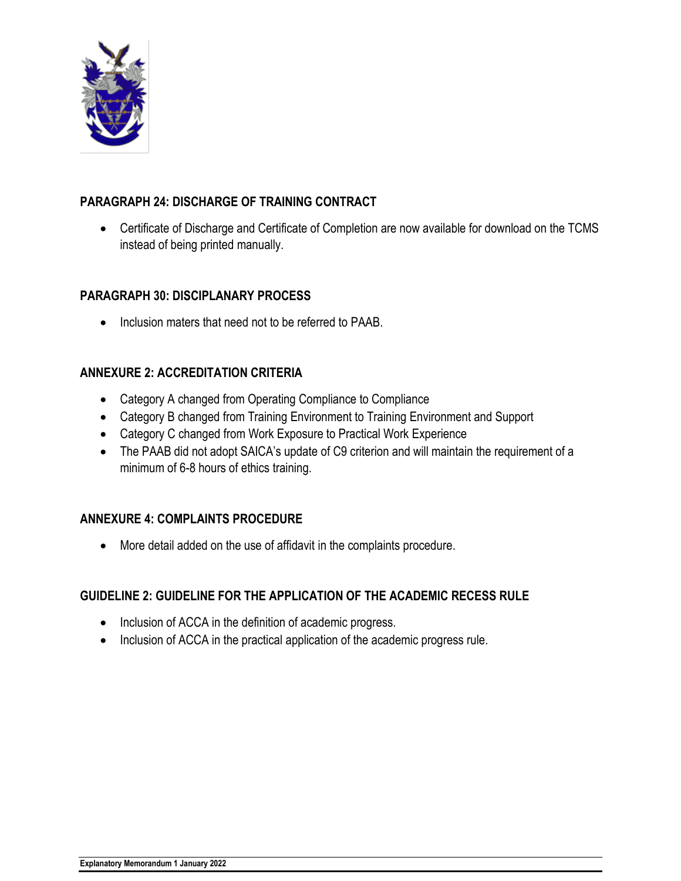## PARAGRAPH 24: DISCHARGE OF TRAINING CONTRACT

- Certificate of Discharge and Certificate of Completion are now available for download on the TCMS instead of being printed manually.

## PARAGRAPH 30: DISCIPLINARY PROCESS

- Inclusion maters that need not to be referred to PAAB.

## ANNEXURE 2: ACCREDITATION CRITERIA

- Category A changed from Operating Compliance to Compliance
- Category B changed from Training Environment to Training Environment and Support
- Category C changed from Work Exposure to Practical Work Experience
- The PAAB did not adopt SAICA's update of C9 criterion and will maintain the requirement of a minimum of 6-8 hours of ethics training.

## ANNEXURE 4: COMPLAINTS PROCEDURE

- More detail added on the use of affidavit in the complaints procedure.

## GUIDELINE 2: GUIDELINE FOR THE APPLICATION OF THE ACADEMIC RECESS RULE

- Inclusion of ACCA in the definition of academic progress.
- Inclusion of ACCA in the practical application of the academic progress rule.